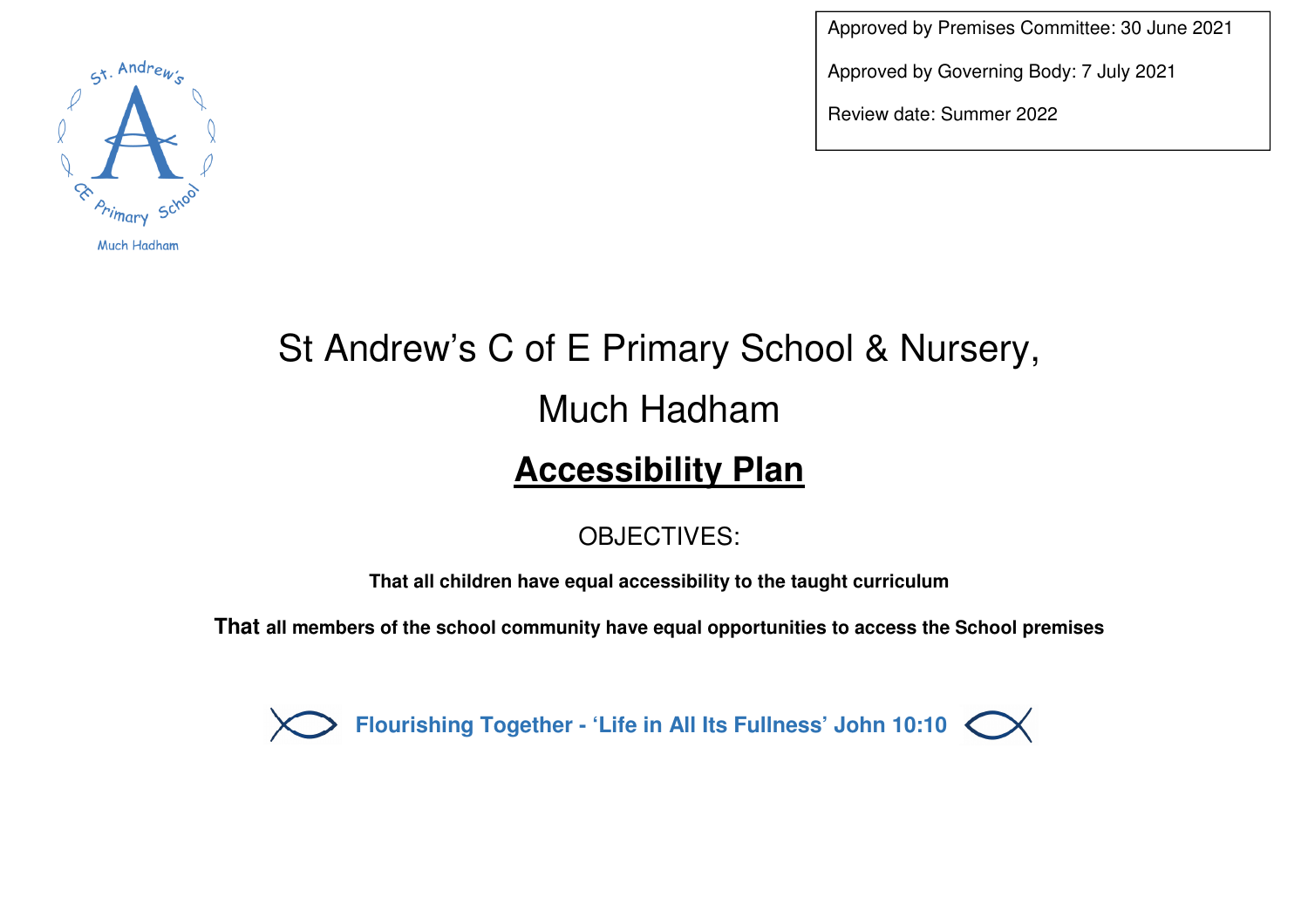Approved by Premises Committee: 30 June 2021

Approved by Governing Body: 7 July 2021

Review date: Summer 2022

# St Andrew's C of E Primary School & Nursery,

# Much Hadham

## Accessibility Plan

OBJECTIVES:

**That all children have equal accessibility to the taught curriculum**

**That all members of the school community have equal opportunities to access the School premises**

**Flourishing Together - 'Life in All Its Fullness' John 10:10**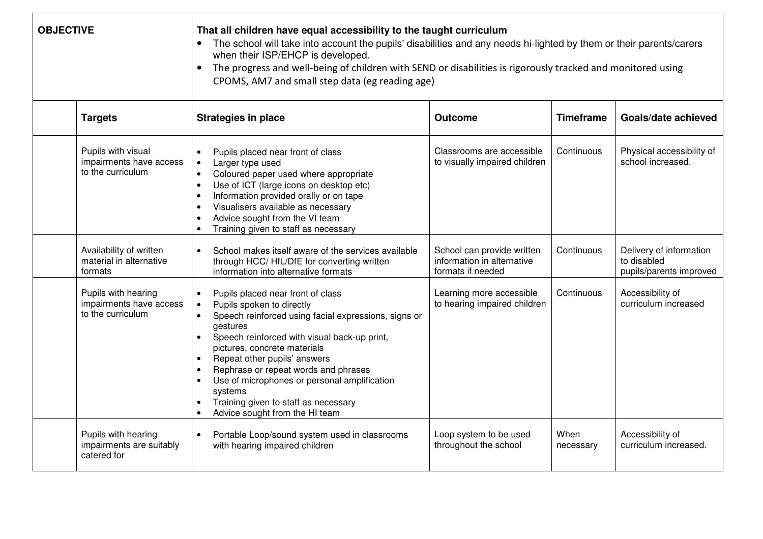| **OBJECTIVE** | | **That all children have equal accessibility to the taught curriculum**<br>• The school will take into account the pupils' disabilities and any needs hi-lighted by them or their parents/carers when their ISP/EHCP is developed.<br>• The progress and well-being of children with SEND or disabilities is rigorously tracked and monitored using CPOMS, AM7 and small step data (eg reading age) | | | |
|---|---|---|---|---|---|
| | **Targets** | **Strategies in place** | **Outcome** | **Timeframe** | **Goals/date achieved** |
| | Pupils with visual impairments have access to the curriculum | • Pupils placed near front of class<br>• Larger type used<br>• Coloured paper used where appropriate<br>• Use of ICT (large icons on desktop etc)<br>• Information provided orally or on tape<br>• Visualisers available as necessary<br>• Advice sought from the VI team<br>• Training given to staff as necessary | Classrooms are accessible to visually impaired children | Continuous | Physical accessibility of school increased. |
| | Availability of written material in alternative formats | • School makes itself aware of the services available through HCC/ HfL/DfE for converting written information into alternative formats | School can provide written information in alternative formats if needed | Continuous | Delivery of information to disabled pupils/parents improved |
| | Pupils with hearing impairments have access to the curriculum | • Pupils placed near front of class<br>• Pupils spoken to directly<br>• Speech reinforced using facial expressions, signs or gestures<br>• Speech reinforced with visual back-up print, pictures, concrete materials<br>• Repeat other pupils' answers<br>• Rephrase or repeat words and phrases<br>• Use of microphones or personal amplification systems<br>• Training given to staff as necessary<br>• Advice sought from the HI team | Learning more accessible to hearing impaired children | Continuous | Accessibility of curriculum increased |
| | Pupils with hearing impairments are suitably catered for | • Portable Loop/sound system used in classrooms with hearing impaired children | Loop system to be used throughout the school | When necessary | Accessibility of curriculum increased. |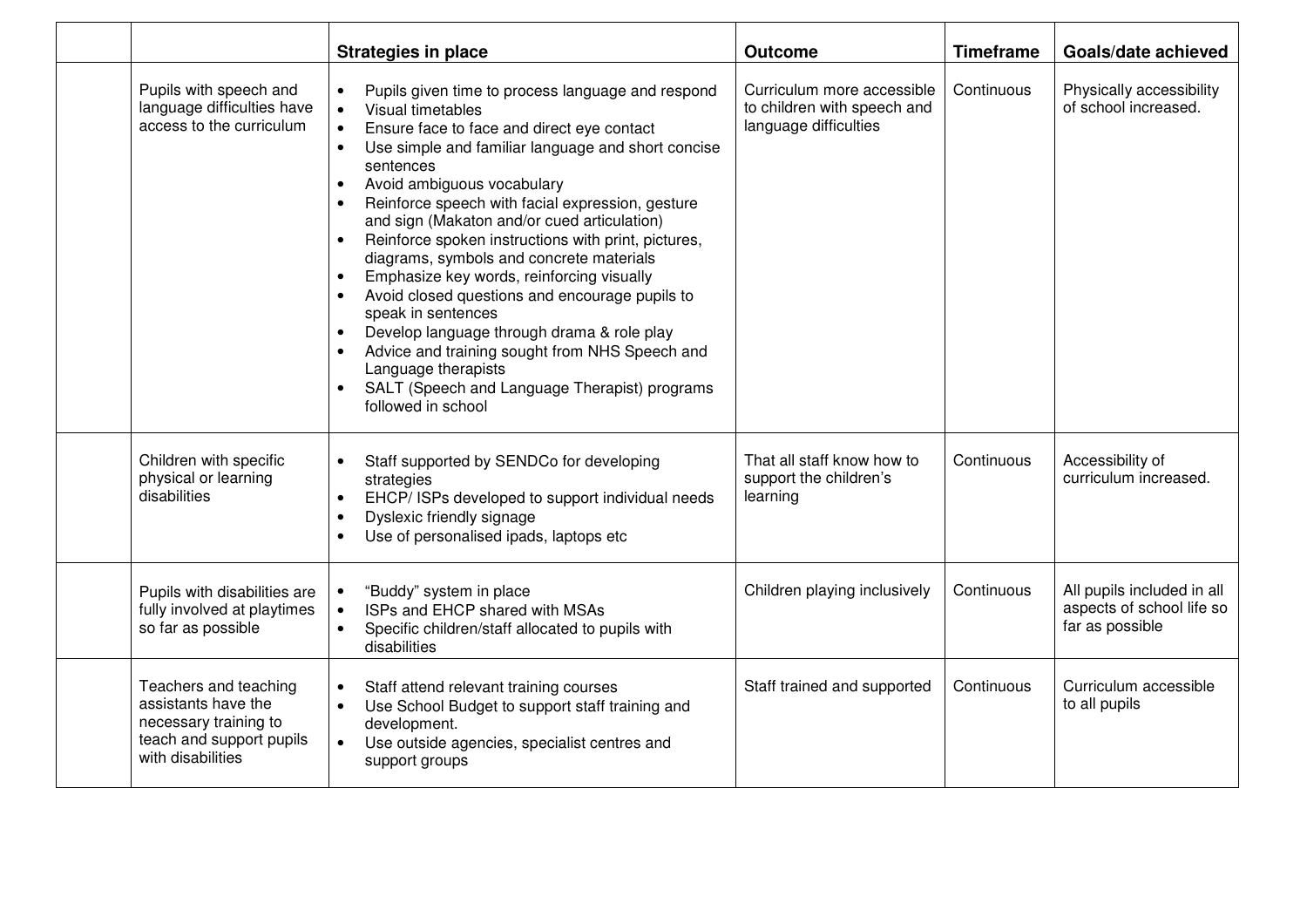| | | Strategies in place | Outcome | Timeframe | Goals/date achieved |
|---|---|---|---|---|---|
| | Pupils with speech and language difficulties have access to the curriculum | • Pupils given time to process language and respond<br>• Visual timetables<br>• Ensure face to face and direct eye contact<br>• Use simple and familiar language and short concise sentences<br>• Avoid ambiguous vocabulary<br>• Reinforce speech with facial expression, gesture and sign (Makaton and/or cued articulation)<br>• Reinforce spoken instructions with print, pictures, diagrams, symbols and concrete materials<br>• Emphasize key words, reinforcing visually<br>• Avoid closed questions and encourage pupils to speak in sentences<br>• Develop language through drama & role play<br>• Advice and training sought from NHS Speech and Language therapists<br>• SALT (Speech and Language Therapist) programs followed in school | Curriculum more accessible to children with speech and language difficulties | Continuous | Physically accessibility of school increased. |
| | Children with specific physical or learning disabilities | • Staff supported by SENDCo for developing strategies<br>• EHCP/ ISPs developed to support individual needs<br>• Dyslexic friendly signage<br>• Use of personalised ipads, laptops etc | That all staff know how to support the children's learning | Continuous | Accessibility of curriculum increased. |
| | Pupils with disabilities are fully involved at playtimes so far as possible | • "Buddy" system in place<br>• ISPs and EHCP shared with MSAs<br>• Specific children/staff allocated to pupils with disabilities | Children playing inclusively | Continuous | All pupils included in all aspects of school life so far as possible |
| | Teachers and teaching assistants have the necessary training to teach and support pupils with disabilities | • Staff attend relevant training courses<br>• Use School Budget to support staff training and development.<br>• Use outside agencies, specialist centres and support groups | Staff trained and supported | Continuous | Curriculum accessible to all pupils |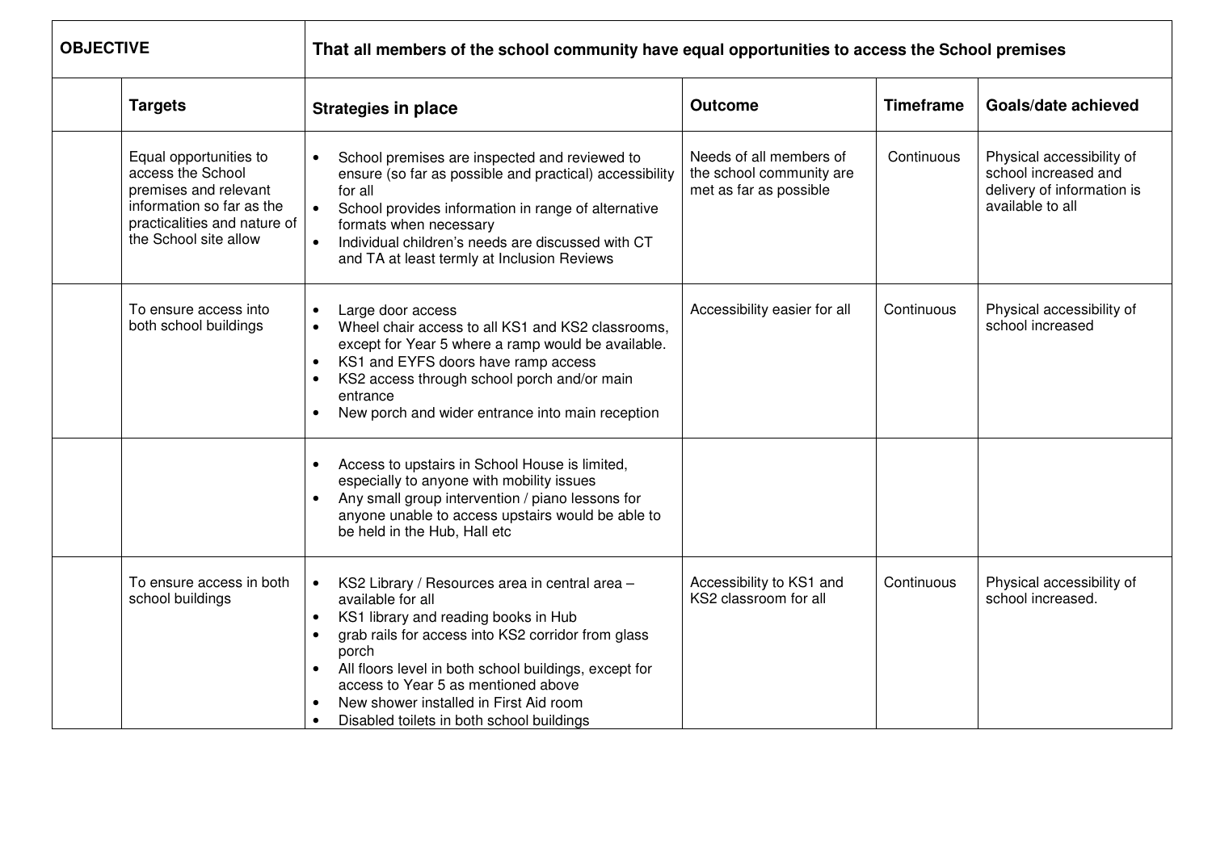| OBJECTIVE | | That all members of the school community have equal opportunities to access the School premises | | | |
|---|---|---|---|---|---|
| | **Targets** | **Strategies in place** | **Outcome** | **Timeframe** | **Goals/date achieved** |
| | Equal opportunities to access the School premises and relevant information so far as the practicalities and nature of the School site allow | • School premises are inspected and reviewed to ensure (so far as possible and practical) accessibility for all<br>• School provides information in range of alternative formats when necessary<br>• Individual children's needs are discussed with CT and TA at least termly at Inclusion Reviews | Needs of all members of the school community are met as far as possible | Continuous | Physical accessibility of school increased and delivery of information is available to all |
| | To ensure access into both school buildings | • Large door access<br>• Wheel chair access to all KS1 and KS2 classrooms, except for Year 5 where a ramp would be available.<br>• KS1 and EYFS doors have ramp access<br>• KS2 access through school porch and/or main entrance<br>• New porch and wider entrance into main reception | Accessibility easier for all | Continuous | Physical accessibility of school increased |
| | | • Access to upstairs in School House is limited, especially to anyone with mobility issues<br>• Any small group intervention / piano lessons for anyone unable to access upstairs would be able to be held in the Hub, Hall etc | | | |
| | To ensure access in both school buildings | • KS2 Library / Resources area in central area – available for all<br>• KS1 library and reading books in Hub<br>• grab rails for access into KS2 corridor from glass porch<br>• All floors level in both school buildings, except for access to Year 5 as mentioned above<br>• New shower installed in First Aid room<br>• Disabled toilets in both school buildings | Accessibility to KS1 and KS2 classroom for all | Continuous | Physical accessibility of school increased. |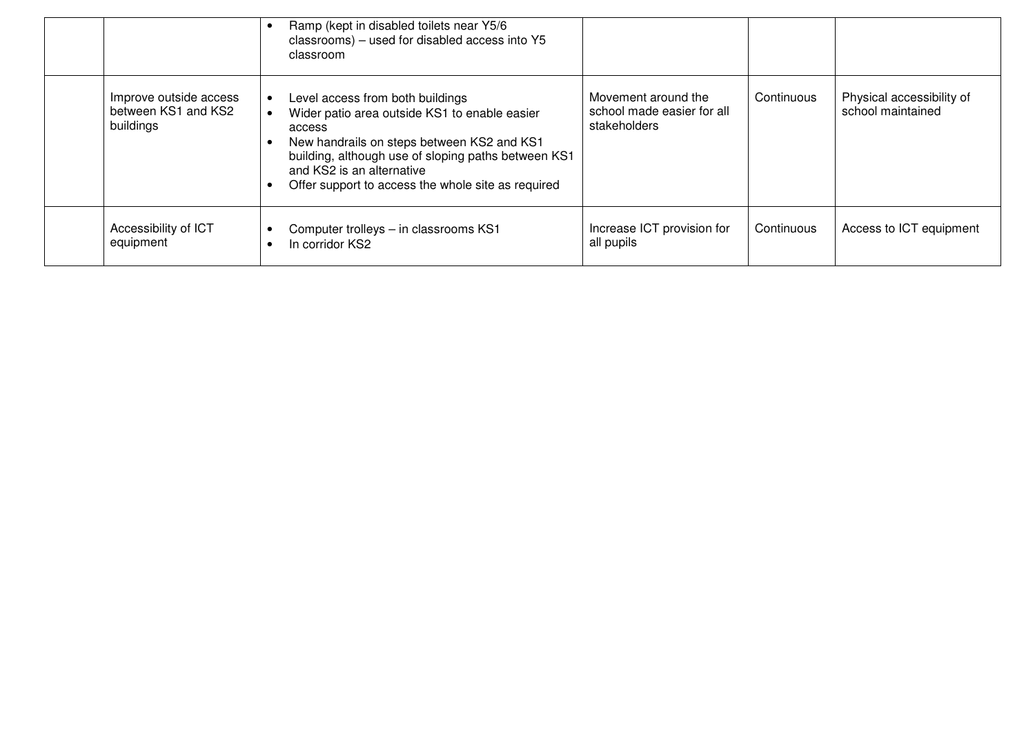| | | | | | |
|---|---|---|---|---|---|
| | | • Ramp (kept in disabled toilets near Y5/6 classrooms) – used for disabled access into Y5 classroom | | | |
| | Improve outside access between KS1 and KS2 buildings | • Level access from both buildings<br>• Wider patio area outside KS1 to enable easier access<br>• New handrails on steps between KS2 and KS1 building, although use of sloping paths between KS1 and KS2 is an alternative<br>• Offer support to access the whole site as required | Movement around the school made easier for all stakeholders | Continuous | Physical accessibility of school maintained |
| | Accessibility of ICT equipment | • Computer trolleys – in classrooms KS1<br>• In corridor KS2 | Increase ICT provision for all pupils | Continuous | Access to ICT equipment |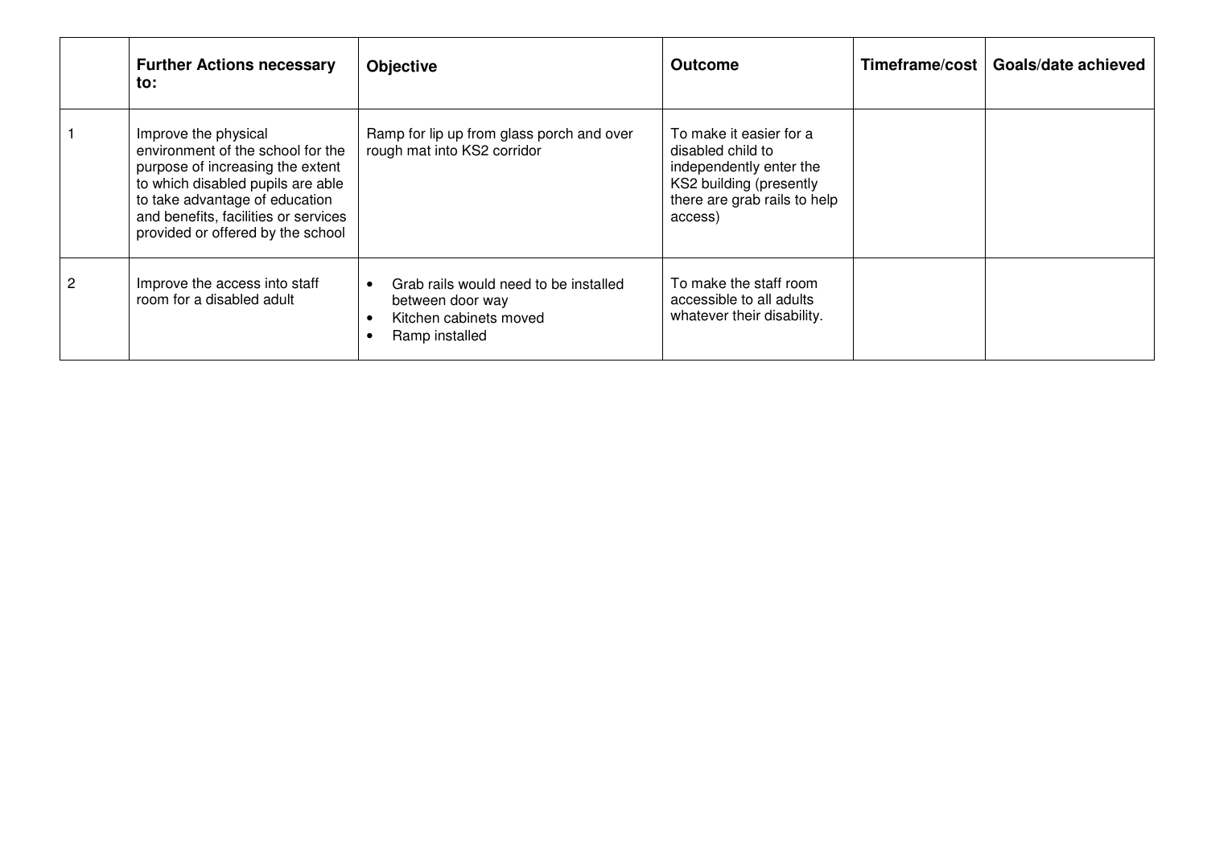| | Further Actions necessary to: | Objective | Outcome | Timeframe/cost | Goals/date achieved |
|---|---|---|---|---|---|
| 1 | Improve the physical environment of the school for the purpose of increasing the extent to which disabled pupils are able to take advantage of education and benefits, facilities or services provided or offered by the school | Ramp for lip up from glass porch and over rough mat into KS2 corridor | To make it easier for a disabled child to independently enter the KS2 building (presently there are grab rails to help access) | | |
| 2 | Improve the access into staff room for a disabled adult | • Grab rails would need to be installed between door way<br>• Kitchen cabinets moved<br>• Ramp installed | To make the staff room accessible to all adults whatever their disability. | | |